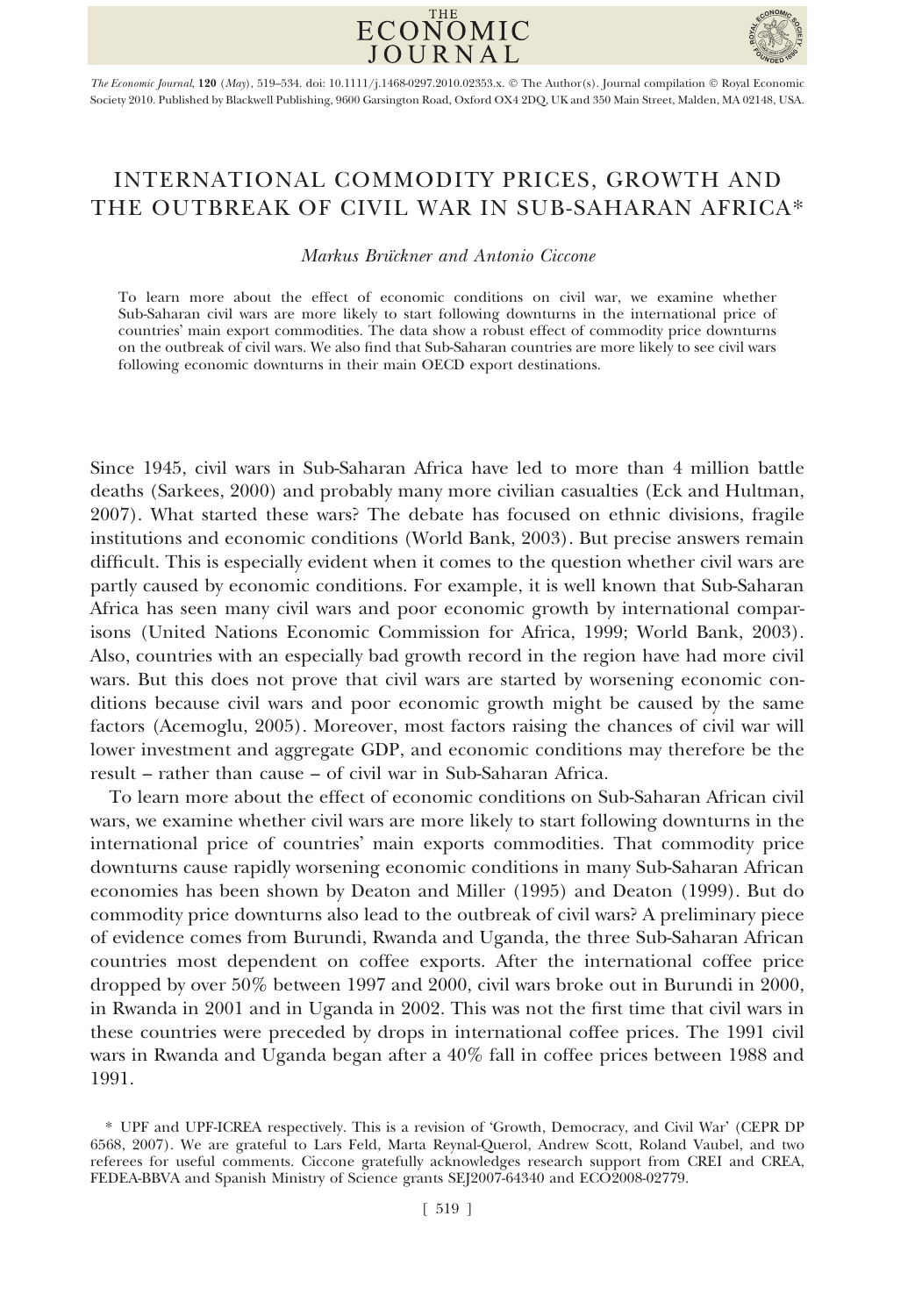# INTERNATIONAL COMMODITY PRICES, GROWTH AND THE OUTBREAK OF CIVIL WAR IN SUB-SAHARAN AFRICA*

*Markus Brückner and Antonio Ciccone*

To learn more about the effect of economic conditions on civil war, we examine whether Sub-Saharan civil wars are more likely to start following downturns in the international price of countries' main export commodities. The data show a robust effect of commodity price downturns on the outbreak of civil wars. We also find that Sub-Saharan countries are more likely to see civil wars following economic downturns in their main OECD export destinations.

Since 1945, civil wars in Sub-Saharan Africa have led to more than 4 million battle deaths (Sarkees, 2000) and probably many more civilian casualties (Eck and Hultman, 2007). What started these wars? The debate has focused on ethnic divisions, fragile institutions and economic conditions (World Bank, 2003). But precise answers remain difficult. This is especially evident when it comes to the question whether civil wars are partly caused by economic conditions. For example, it is well known that Sub-Saharan Africa has seen many civil wars and poor economic growth by international comparisons (United Nations Economic Commission for Africa, 1999; World Bank, 2003). Also, countries with an especially bad growth record in the region have had more civil wars. But this does not prove that civil wars are started by worsening economic conditions because civil wars and poor economic growth might be caused by the same factors (Acemoglu, 2005). Moreover, most factors raising the chances of civil war will lower investment and aggregate GDP, and economic conditions may therefore be the result – rather than cause – of civil war in Sub-Saharan Africa.

To learn more about the effect of economic conditions on Sub-Saharan African civil wars, we examine whether civil wars are more likely to start following downturns in the international price of countries' main exports commodities. That commodity price downturns cause rapidly worsening economic conditions in many Sub-Saharan African economies has been shown by Deaton and Miller (1995) and Deaton (1999). But do commodity price downturns also lead to the outbreak of civil wars? A preliminary piece of evidence comes from Burundi, Rwanda and Uganda, the three Sub-Saharan African countries most dependent on coffee exports. After the international coffee price dropped by over 50% between 1997 and 2000, civil wars broke out in Burundi in 2000, in Rwanda in 2001 and in Uganda in 2002. This was not the first time that civil wars in these countries were preceded by drops in international coffee prices. The 1991 civil wars in Rwanda and Uganda began after a 40% fall in coffee prices between 1988 and 1991.

\* UPF and UPF-ICREA respectively. This is a revision of 'Growth, Democracy, and Civil War' (CEPR DP 6568, 2007). We are grateful to Lars Feld, Marta Reynal-Querol, Andrew Scott, Roland Vaubel, and two referees for useful comments. Ciccone gratefully acknowledges research support from CREI and CREA, FEDEA-BBVA and Spanish Ministry of Science grants SEJ2007-64340 and ECO2008-02779.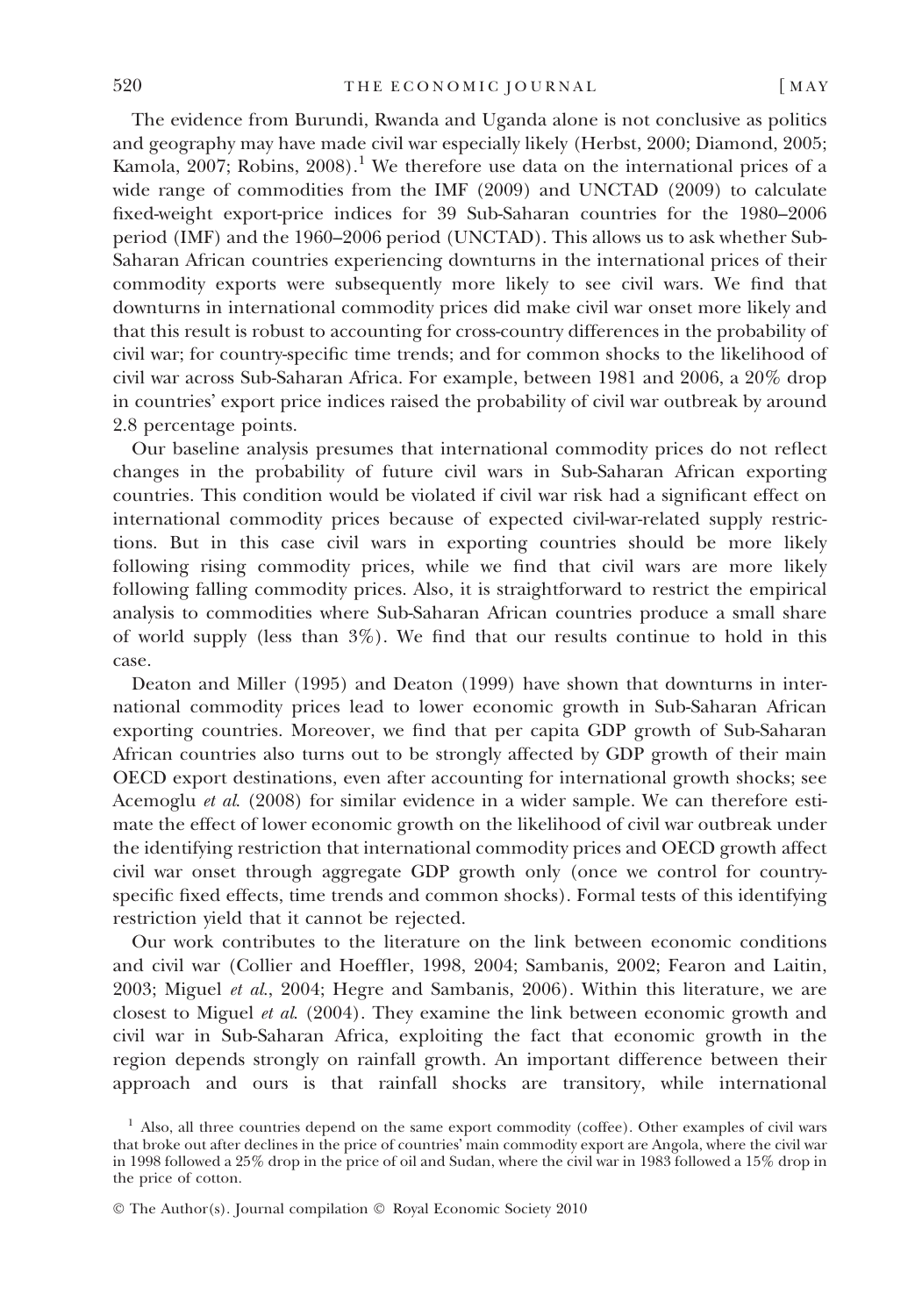The evidence from Burundi, Rwanda and Uganda alone is not conclusive as politics and geography may have made civil war especially likely (Herbst, 2000; Diamond, 2005; Kamola, 2007; Robins, 2008).[1] We therefore use data on the international prices of a wide range of commodities from the IMF (2009) and UNCTAD (2009) to calculate fixed-weight export-price indices for 39 Sub-Saharan countries for the 1980–2006 period (IMF) and the 1960–2006 period (UNCTAD). This allows us to ask whether Sub-Saharan African countries experiencing downturns in the international prices of their commodity exports were subsequently more likely to see civil wars. We find that downturns in international commodity prices did make civil war onset more likely and that this result is robust to accounting for cross-country differences in the probability of civil war; for country-specific time trends; and for common shocks to the likelihood of civil war across Sub-Saharan Africa. For example, between 1981 and 2006, a 20% drop in countries' export price indices raised the probability of civil war outbreak by around 2.8 percentage points.

Our baseline analysis presumes that international commodity prices do not reflect changes in the probability of future civil wars in Sub-Saharan African exporting countries. This condition would be violated if civil war risk had a significant effect on international commodity prices because of expected civil-war-related supply restrictions. But in this case civil wars in exporting countries should be more likely following rising commodity prices, while we find that civil wars are more likely following falling commodity prices. Also, it is straightforward to restrict the empirical analysis to commodities where Sub-Saharan African countries produce a small share of world supply (less than 3%). We find that our results continue to hold in this case.

Deaton and Miller (1995) and Deaton (1999) have shown that downturns in international commodity prices lead to lower economic growth in Sub-Saharan African exporting countries. Moreover, we find that per capita GDP growth of Sub-Saharan African countries also turns out to be strongly affected by GDP growth of their main OECD export destinations, even after accounting for international growth shocks; see Acemoglu *et al.* (2008) for similar evidence in a wider sample. We can therefore estimate the effect of lower economic growth on the likelihood of civil war outbreak under the identifying restriction that international commodity prices and OECD growth affect civil war onset through aggregate GDP growth only (once we control for country-specific fixed effects, time trends and common shocks). Formal tests of this identifying restriction yield that it cannot be rejected.

Our work contributes to the literature on the link between economic conditions and civil war (Collier and Hoeffler, 1998, 2004; Sambanis, 2002; Fearon and Laitin, 2003; Miguel *et al.*, 2004; Hegre and Sambanis, 2006). Within this literature, we are closest to Miguel *et al.* (2004). They examine the link between economic growth and civil war in Sub-Saharan Africa, exploiting the fact that economic growth in the region depends strongly on rainfall growth. An important difference between their approach and ours is that rainfall shocks are transitory, while international

[1] Also, all three countries depend on the same export commodity (coffee). Other examples of civil wars that broke out after declines in the price of countries' main commodity export are Angola, where the civil war in 1998 followed a 25% drop in the price of oil and Sudan, where the civil war in 1983 followed a 15% drop in the price of cotton.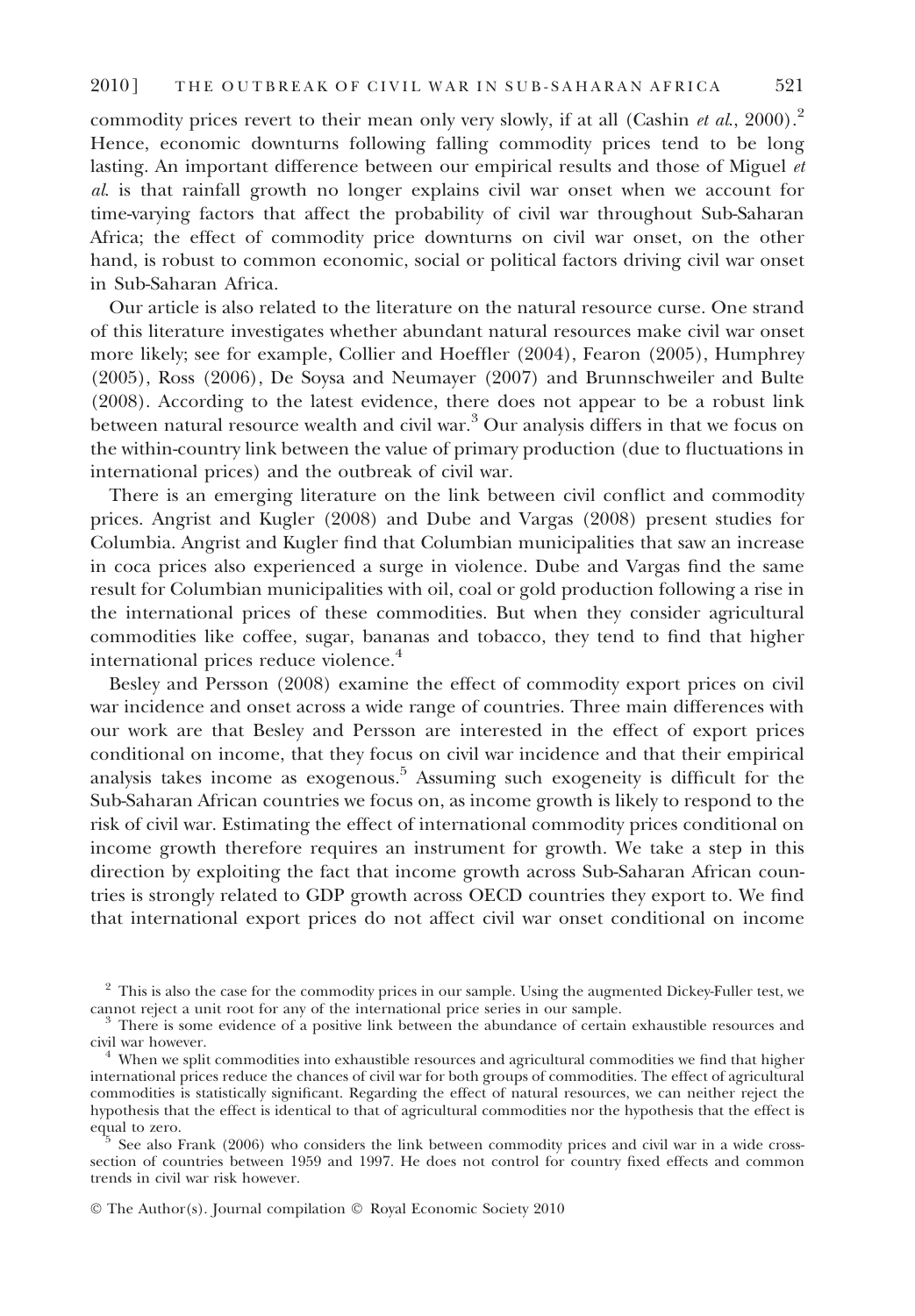commodity prices revert to their mean only very slowly, if at all (Cashin *et al.*, 2000).[2] Hence, economic downturns following falling commodity prices tend to be long lasting. An important difference between our empirical results and those of Miguel *et al.* is that rainfall growth no longer explains civil war onset when we account for time-varying factors that affect the probability of civil war throughout Sub-Saharan Africa; the effect of commodity price downturns on civil war onset, on the other hand, is robust to common economic, social or political factors driving civil war onset in Sub-Saharan Africa.

Our article is also related to the literature on the natural resource curse. One strand of this literature investigates whether abundant natural resources make civil war onset more likely; see for example, Collier and Hoeffler (2004), Fearon (2005), Humphrey (2005), Ross (2006), De Soysa and Neumayer (2007) and Brunnschweiler and Bulte (2008). According to the latest evidence, there does not appear to be a robust link between natural resource wealth and civil war.[3] Our analysis differs in that we focus on the within-country link between the value of primary production (due to fluctuations in international prices) and the outbreak of civil war.

There is an emerging literature on the link between civil conflict and commodity prices. Angrist and Kugler (2008) and Dube and Vargas (2008) present studies for Columbia. Angrist and Kugler find that Columbian municipalities that saw an increase in coca prices also experienced a surge in violence. Dube and Vargas find the same result for Columbian municipalities with oil, coal or gold production following a rise in the international prices of these commodities. But when they consider agricultural commodities like coffee, sugar, bananas and tobacco, they tend to find that higher international prices reduce violence.[4]

Besley and Persson (2008) examine the effect of commodity export prices on civil war incidence and onset across a wide range of countries. Three main differences with our work are that Besley and Persson are interested in the effect of export prices conditional on income, that they focus on civil war incidence and that their empirical analysis takes income as exogenous.[5] Assuming such exogeneity is difficult for the Sub-Saharan African countries we focus on, as income growth is likely to respond to the risk of civil war. Estimating the effect of international commodity prices conditional on income growth therefore requires an instrument for growth. We take a step in this direction by exploiting the fact that income growth across Sub-Saharan African countries is strongly related to GDP growth across OECD countries they export to. We find that international export prices do not affect civil war onset conditional on income

[2] This is also the case for the commodity prices in our sample. Using the augmented Dickey-Fuller test, we cannot reject a unit root for any of the international price series in our sample.

[3] There is some evidence of a positive link between the abundance of certain exhaustible resources and civil war however.

[4] When we split commodities into exhaustible resources and agricultural commodities we find that higher international prices reduce the chances of civil war for both groups of commodities. The effect of agricultural commodities is statistically significant. Regarding the effect of natural resources, we can neither reject the hypothesis that the effect is identical to that of agricultural commodities nor the hypothesis that the effect is equal to zero.

[5] See also Frank (2006) who considers the link between commodity prices and civil war in a wide cross-section of countries between 1959 and 1997. He does not control for country fixed effects and common trends in civil war risk however.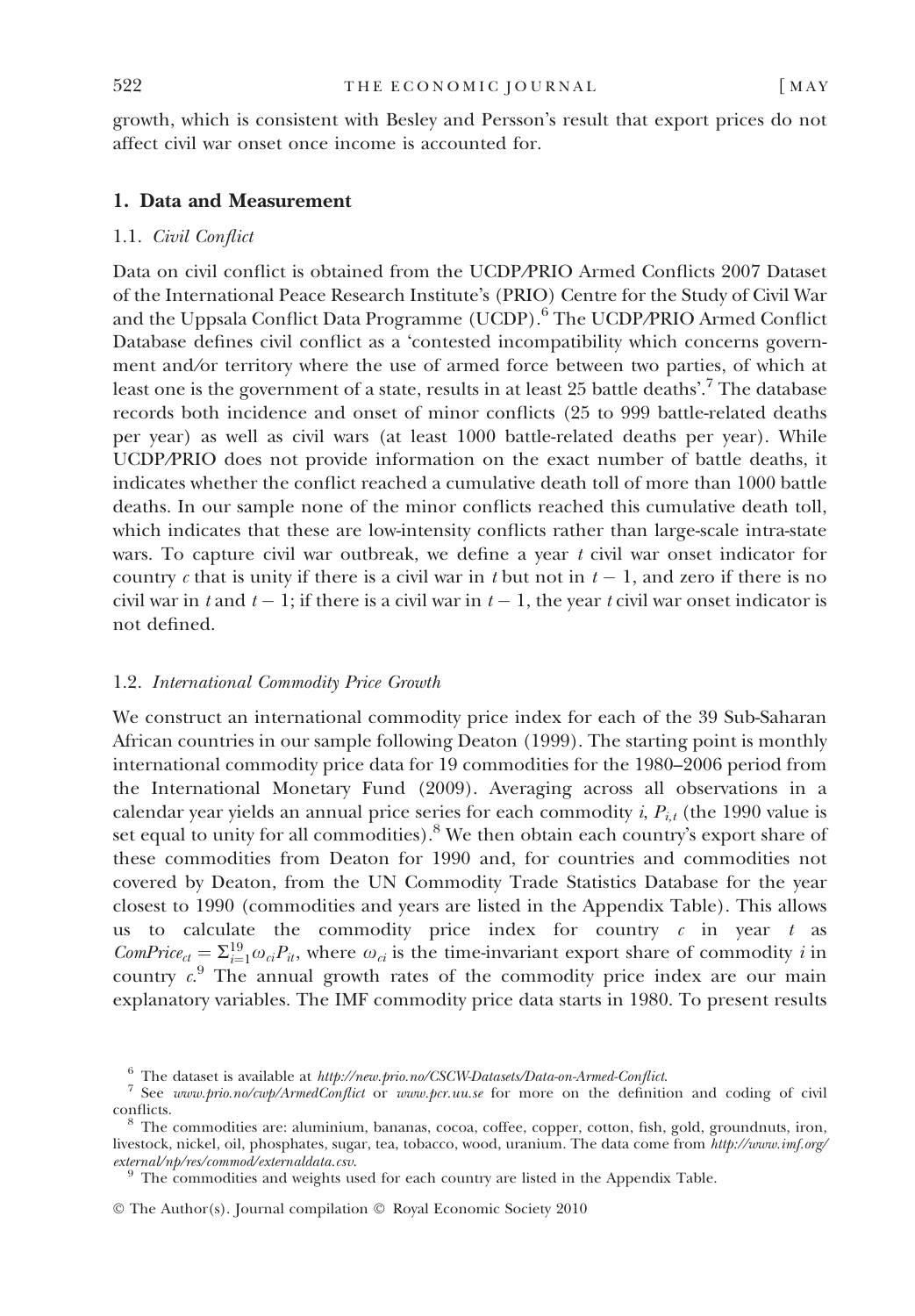growth, which is consistent with Besley and Persson's result that export prices do not affect civil war onset once income is accounted for.

## 1. Data and Measurement

### 1.1. *Civil Conflict*

Data on civil conflict is obtained from the UCDP/PRIO Armed Conflicts 2007 Dataset of the International Peace Research Institute's (PRIO) Centre for the Study of Civil War and the Uppsala Conflict Data Programme (UCDP).[6] The UCDP/PRIO Armed Conflict Database defines civil conflict as a 'contested incompatibility which concerns government and/or territory where the use of armed force between two parties, of which at least one is the government of a state, results in at least 25 battle deaths'.[7] The database records both incidence and onset of minor conflicts (25 to 999 battle-related deaths per year) as well as civil wars (at least 1000 battle-related deaths per year). While UCDP/PRIO does not provide information on the exact number of battle deaths, it indicates whether the conflict reached a cumulative death toll of more than 1000 battle deaths. In our sample none of the minor conflicts reached this cumulative death toll, which indicates that these are low-intensity conflicts rather than large-scale intra-state wars. To capture civil war outbreak, we define a year $t$ civil war onset indicator for country $c$ that is unity if there is a civil war in $t$ but not in $t-1$, and zero if there is no civil war in $t$ and $t-1$; if there is a civil war in $t-1$, the year $t$ civil war onset indicator is not defined.

### 1.2. *International Commodity Price Growth*

We construct an international commodity price index for each of the 39 Sub-Saharan African countries in our sample following Deaton (1999). The starting point is monthly international commodity price data for 19 commodities for the 1980–2006 period from the International Monetary Fund (2009). Averaging across all observations in a calendar year yields an annual price series for each commodity $i$, $P_{i,t}$ (the 1990 value is set equal to unity for all commodities).[8] We then obtain each country's export share of these commodities from Deaton for 1990 and, for countries and commodities not covered by Deaton, from the UN Commodity Trade Statistics Database for the year closest to 1990 (commodities and years are listed in the Appendix Table). This allows us to calculate the commodity price index for country $c$ in year $t$ as $ComPrice_{ct} = \Sigma_{i=1}^{19} \omega_{ci} P_{it}$, where $\omega_{ci}$ is the time-invariant export share of commodity $i$ in country $c$.[9] The annual growth rates of the commodity price index are our main explanatory variables. The IMF commodity price data starts in 1980. To present results

---

[6] The dataset is available at *http://new.prio.no/CSCW-Datasets/Data-on-Armed-Conflict*.

[7] See *www.prio.no/cwp/ArmedConflict* or *www.pcr.uu.se* for more on the definition and coding of civil conflicts.

[8] The commodities are: aluminium, bananas, cocoa, coffee, copper, cotton, fish, gold, groundnuts, iron, livestock, nickel, oil, phosphates, sugar, tea, tobacco, wood, uranium. The data come from *http://www.imf.org/external/np/res/commod/externaldata.csv*.

[9] The commodities and weights used for each country are listed in the Appendix Table.

© The Author(s). Journal compilation © Royal Economic Society 2010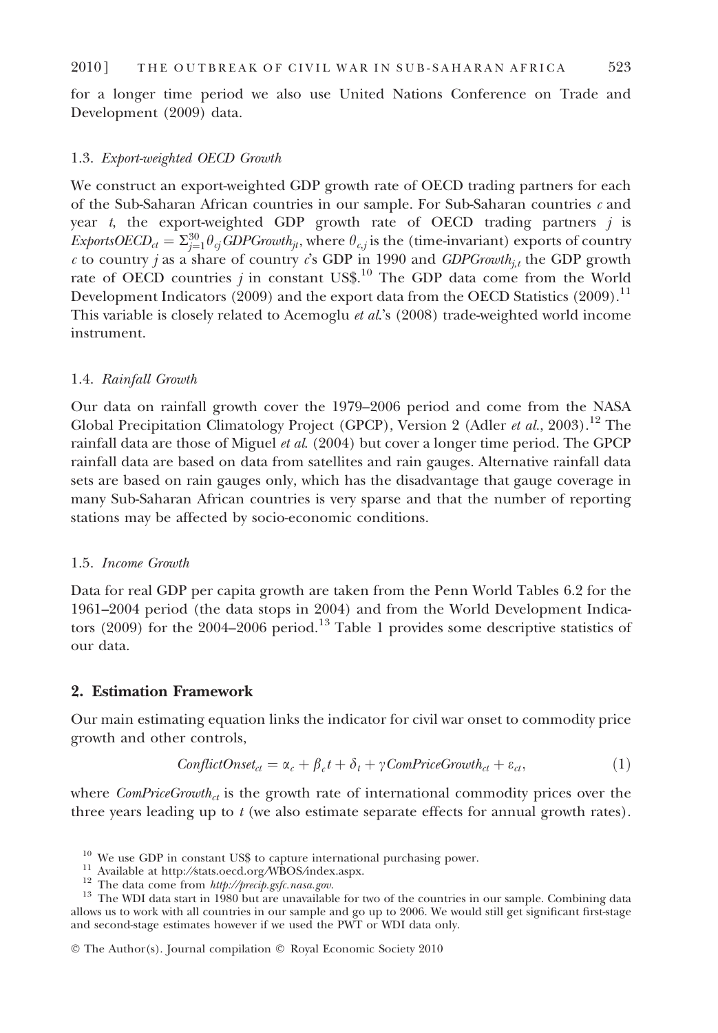for a longer time period we also use United Nations Conference on Trade and Development (2009) data.

### 1.3. *Export-weighted OECD Growth*

We construct an export-weighted GDP growth rate of OECD trading partners for each of the Sub-Saharan African countries in our sample. For Sub-Saharan countries $c$ and year $t$, the export-weighted GDP growth rate of OECD trading partners $j$ is $ExportsOECD_{ct} = \Sigma_{j=1}^{30} \theta_{cj} GDPGrowth_{jt}$, where $\theta_{c,j}$ is the (time-invariant) exports of country $c$ to country $j$ as a share of country $c$'s GDP in 1990 and $GDPGrowth_{j,t}$ the GDP growth rate of OECD countries $j$ in constant US\$.[10] The GDP data come from the World Development Indicators (2009) and the export data from the OECD Statistics (2009).[11] This variable is closely related to Acemoglu *et al.*'s (2008) trade-weighted world income instrument.

### 1.4. *Rainfall Growth*

Our data on rainfall growth cover the 1979–2006 period and come from the NASA Global Precipitation Climatology Project (GPCP), Version 2 (Adler *et al.*, 2003).[12] The rainfall data are those of Miguel *et al.* (2004) but cover a longer time period. The GPCP rainfall data are based on data from satellites and rain gauges. Alternative rainfall data sets are based on rain gauges only, which has the disadvantage that gauge coverage in many Sub-Saharan African countries is very sparse and that the number of reporting stations may be affected by socio-economic conditions.

### 1.5. *Income Growth*

Data for real GDP per capita growth are taken from the Penn World Tables 6.2 for the 1961–2004 period (the data stops in 2004) and from the World Development Indicators (2009) for the 2004–2006 period.[13] Table 1 provides some descriptive statistics of our data.

## 2. Estimation Framework

Our main estimating equation links the indicator for civil war onset to commodity price growth and other controls,

$$ConflictOnset_{ct} = \alpha_c + \beta_c t + \delta_t + \gamma ComPriceGrowth_{ct} + \varepsilon_{ct}, \tag{1}$$

where $ComPriceGrowth_{ct}$ is the growth rate of international commodity prices over the three years leading up to $t$ (we also estimate separate effects for annual growth rates).

---

[10] We use GDP in constant US\$ to capture international purchasing power.

[11] Available at http://stats.oecd.org/WBOS/index.aspx.

[12] The data come from *http://precip.gsfc.nasa.gov*.

[13] The WDI data start in 1980 but are unavailable for two of the countries in our sample. Combining data allows us to work with all countries in our sample and go up to 2006. We would still get significant first-stage and second-stage estimates however if we used the PWT or WDI data only.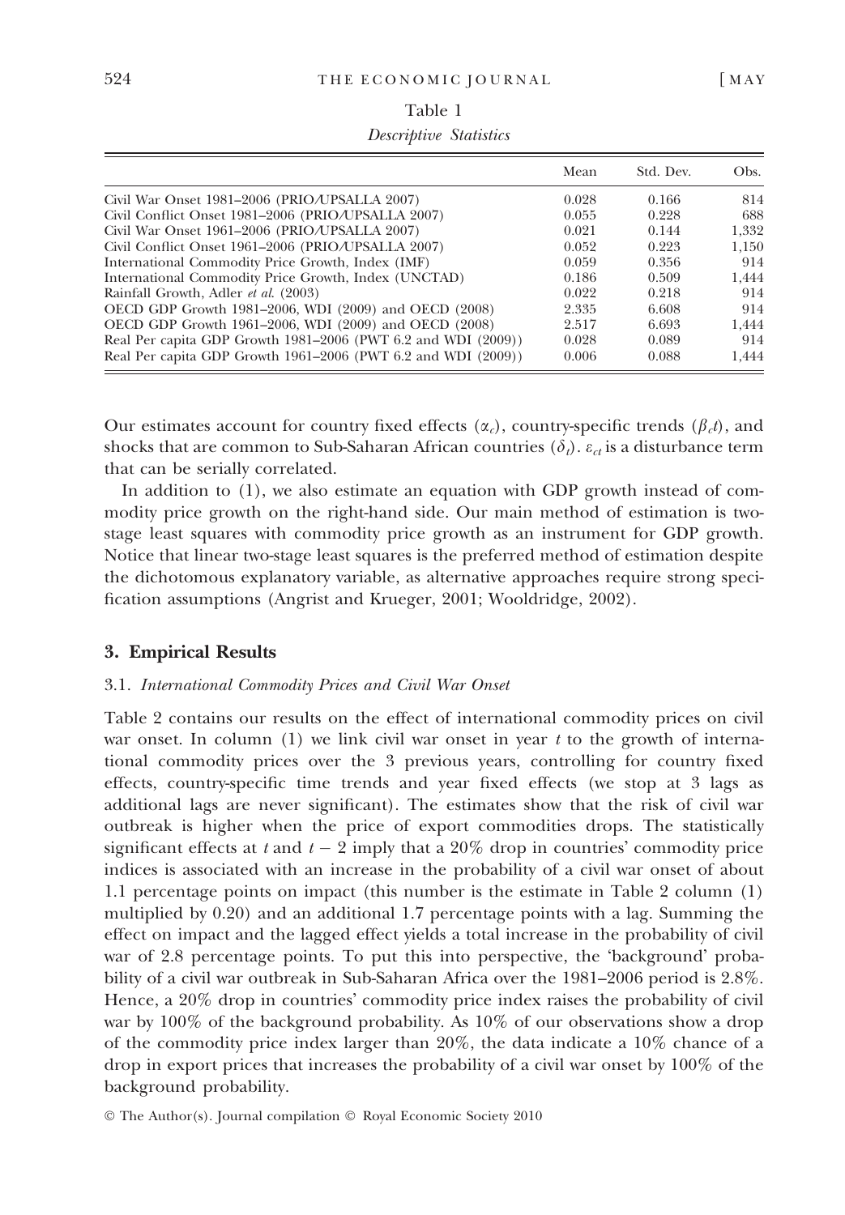Table 1

*Descriptive Statistics*

| | Mean | Std. Dev. | Obs. |
|---|---|---|---|
| Civil War Onset 1981–2006 (PRIO/UPSALLA 2007) | 0.028 | 0.166 | 814 |
| Civil Conflict Onset 1981–2006 (PRIO/UPSALLA 2007) | 0.055 | 0.228 | 688 |
| Civil War Onset 1961–2006 (PRIO/UPSALLA 2007) | 0.021 | 0.144 | 1,332 |
| Civil Conflict Onset 1961–2006 (PRIO/UPSALLA 2007) | 0.052 | 0.223 | 1,150 |
| International Commodity Price Growth, Index (IMF) | 0.059 | 0.356 | 914 |
| International Commodity Price Growth, Index (UNCTAD) | 0.186 | 0.509 | 1,444 |
| Rainfall Growth, Adler *et al.* (2003) | 0.022 | 0.218 | 914 |
| OECD GDP Growth 1981–2006, WDI (2009) and OECD (2008) | 2.335 | 6.608 | 914 |
| OECD GDP Growth 1961–2006, WDI (2009) and OECD (2008) | 2.517 | 6.693 | 1,444 |
| Real Per capita GDP Growth 1981–2006 (PWT 6.2 and WDI (2009)) | 0.028 | 0.089 | 914 |
| Real Per capita GDP Growth 1961–2006 (PWT 6.2 and WDI (2009)) | 0.006 | 0.088 | 1,444 |

Our estimates account for country fixed effects ($\alpha_c$), country-specific trends ($\beta_c t$), and shocks that are common to Sub-Saharan African countries ($\delta_t$). $\varepsilon_{ct}$ is a disturbance term that can be serially correlated.

In addition to (1), we also estimate an equation with GDP growth instead of commodity price growth on the right-hand side. Our main method of estimation is two-stage least squares with commodity price growth as an instrument for GDP growth. Notice that linear two-stage least squares is the preferred method of estimation despite the dichotomous explanatory variable, as alternative approaches require strong specification assumptions (Angrist and Krueger, 2001; Wooldridge, 2002).

## 3. Empirical Results

### 3.1. *International Commodity Prices and Civil War Onset*

Table 2 contains our results on the effect of international commodity prices on civil war onset. In column (1) we link civil war onset in year $t$ to the growth of international commodity prices over the 3 previous years, controlling for country fixed effects, country-specific time trends and year fixed effects (we stop at 3 lags as additional lags are never significant). The estimates show that the risk of civil war outbreak is higher when the price of export commodities drops. The statistically significant effects at $t$ and $t-2$ imply that a 20% drop in countries' commodity price indices is associated with an increase in the probability of a civil war onset of about 1.1 percentage points on impact (this number is the estimate in Table 2 column (1) multiplied by 0.20) and an additional 1.7 percentage points with a lag. Summing the effect on impact and the lagged effect yields a total increase in the probability of civil war of 2.8 percentage points. To put this into perspective, the 'background' probability of a civil war outbreak in Sub-Saharan Africa over the 1981–2006 period is 2.8%. Hence, a 20% drop in countries' commodity price index raises the probability of civil war by 100% of the background probability. As 10% of our observations show a drop of the commodity price index larger than 20%, the data indicate a 10% chance of a drop in export prices that increases the probability of a civil war onset by 100% of the background probability.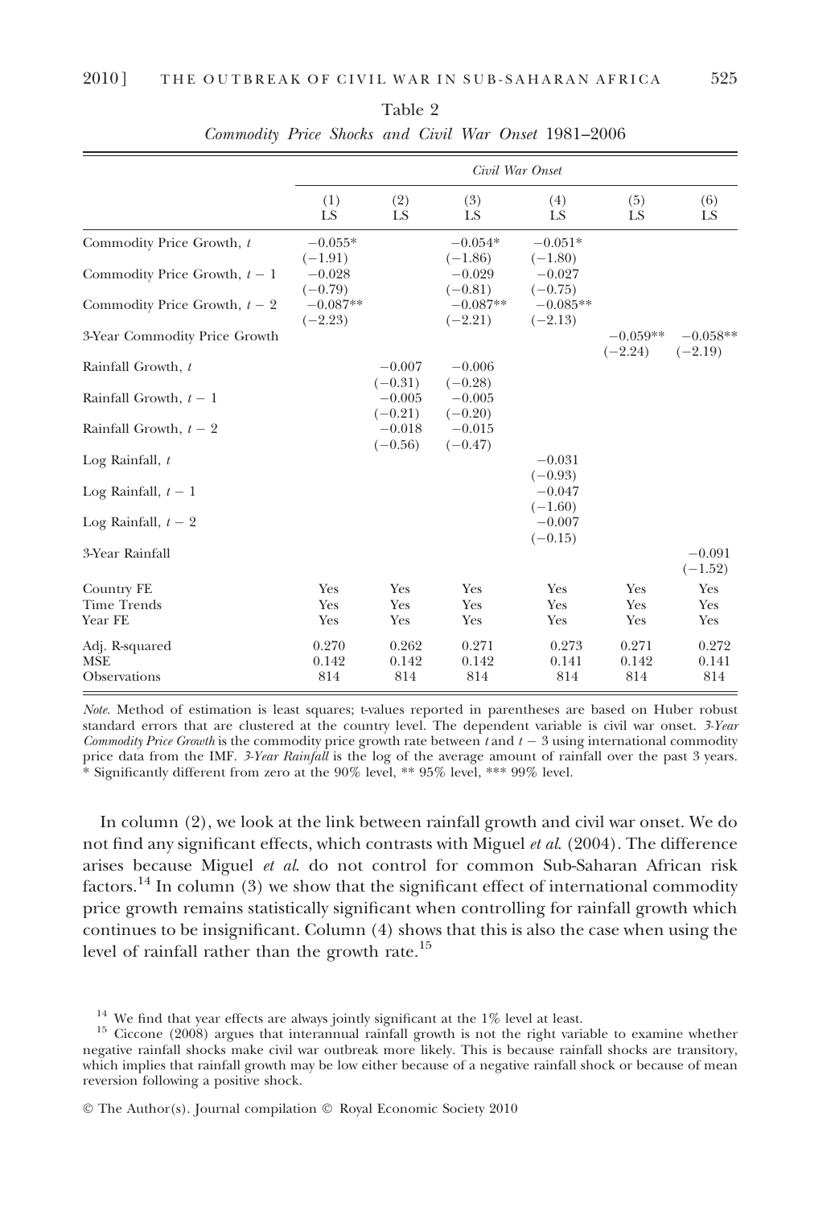Table 2

*Commodity Price Shocks and Civil War Onset 1981–2006*

| | Civil War Onset | | | | | |
|---|---|---|---|---|---|---|
| | (1) LS | (2) LS | (3) LS | (4) LS | (5) LS | (6) LS |
| Commodity Price Growth, $t$ | −0.055* (−1.91) | | −0.054* (−1.86) | −0.051* (−1.80) | | |
| Commodity Price Growth, $t-1$ | −0.028 (−0.79) | | −0.029 (−0.81) | −0.027 (−0.75) | | |
| Commodity Price Growth, $t-2$ | −0.087** (−2.23) | | −0.087** (−2.21) | −0.085** (−2.13) | | |
| 3-Year Commodity Price Growth | | | | | −0.059** (−2.24) | −0.058** (−2.19) |
| Rainfall Growth, $t$ | | −0.007 (−0.31) | −0.006 (−0.28) | | | |
| Rainfall Growth, $t-1$ | | −0.005 (−0.21) | −0.005 (−0.20) | | | |
| Rainfall Growth, $t-2$ | | −0.018 (−0.56) | −0.015 (−0.47) | | | |
| Log Rainfall, $t$ | | | | −0.031 (−0.93) | | |
| Log Rainfall, $t-1$ | | | | −0.047 (−1.60) | | |
| Log Rainfall, $t-2$ | | | | −0.007 (−0.15) | | |
| 3-Year Rainfall | | | | | | −0.091 (−1.52) |
| Country FE | Yes | Yes | Yes | Yes | Yes | Yes |
| Time Trends | Yes | Yes | Yes | Yes | Yes | Yes |
| Year FE | Yes | Yes | Yes | Yes | Yes | Yes |
| Adj. R-squared | 0.270 | 0.262 | 0.271 | 0.273 | 0.271 | 0.272 |
| MSE | 0.142 | 0.142 | 0.142 | 0.141 | 0.142 | 0.141 |
| Observations | 814 | 814 | 814 | 814 | 814 | 814 |

*Note*. Method of estimation is least squares; t-values reported in parentheses are based on Huber robust standard errors that are clustered at the country level. The dependent variable is civil war onset. *3-Year Commodity Price Growth* is the commodity price growth rate between $t$ and $t-3$ using international commodity price data from the IMF. *3-Year Rainfall* is the log of the average amount of rainfall over the past 3 years. * Significantly different from zero at the 90% level, ** 95% level, *** 99% level.

In column (2), we look at the link between rainfall growth and civil war onset. We do not find any significant effects, which contrasts with Miguel *et al.* (2004). The difference arises because Miguel *et al.* do not control for common Sub-Saharan African risk factors.[14] In column (3) we show that the significant effect of international commodity price growth remains statistically significant when controlling for rainfall growth which continues to be insignificant. Column (4) shows that this is also the case when using the level of rainfall rather than the growth rate.[15]

[14] We find that year effects are always jointly significant at the 1% level at least.

[15] Ciccone (2008) argues that interannual rainfall growth is not the right variable to examine whether negative rainfall shocks make civil war outbreak more likely. This is because rainfall shocks are transitory, which implies that rainfall growth may be low either because of a negative rainfall shock or because of mean reversion following a positive shock.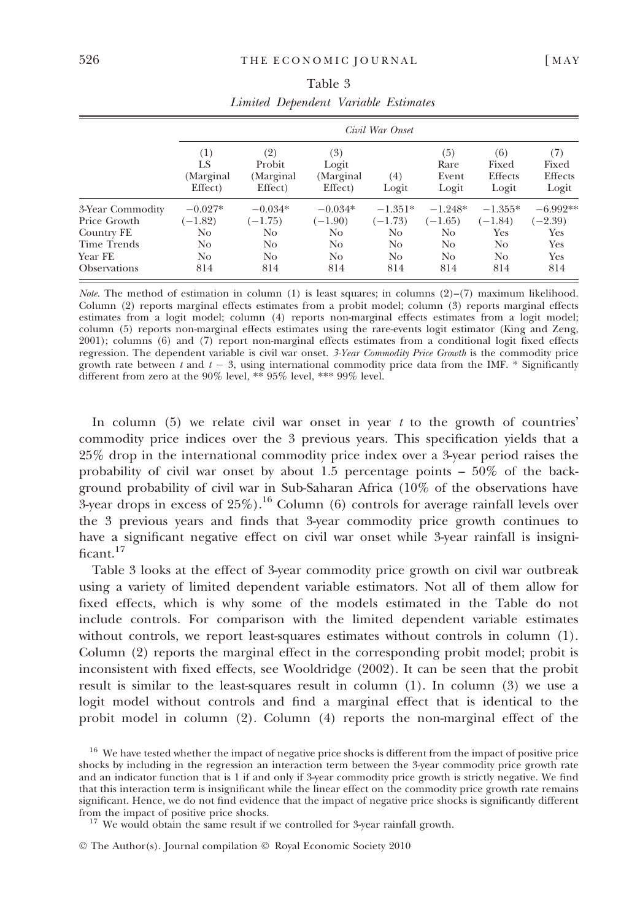Table 3

*Limited Dependent Variable Estimates*

| | Civil War Onset | | | | | | |
|---|---|---|---|---|---|---|---|
| | (1) LS (Marginal Effect) | (2) Probit (Marginal Effect) | (3) Logit (Marginal Effect) | (4) Logit | (5) Rare Event Logit | (6) Fixed Effects Logit | (7) Fixed Effects Logit |
| 3-Year Commodity Price Growth | −0.027* (−1.82) | −0.034* (−1.75) | −0.034* (−1.90) | −1.351* (−1.73) | −1.248* (−1.65) | −1.355* (−1.84) | −6.992** (−2.39) |
| Country FE | No | No | No | No | No | Yes | Yes |
| Time Trends | No | No | No | No | No | No | Yes |
| Year FE | No | No | No | No | No | No | Yes |
| Observations | 814 | 814 | 814 | 814 | 814 | 814 | 814 |

*Note*. The method of estimation in column (1) is least squares; in columns (2)–(7) maximum likelihood. Column (2) reports marginal effects estimates from a probit model; column (3) reports marginal effects estimates from a logit model; column (4) reports non-marginal effects estimates from a logit model; column (5) reports non-marginal effects estimates using the rare-events logit estimator (King and Zeng, 2001); columns (6) and (7) report non-marginal effects estimates from a conditional logit fixed effects regression. The dependent variable is civil war onset. *3-Year Commodity Price Growth* is the commodity price growth rate between $t$ and $t-3$, using international commodity price data from the IMF. * Significantly different from zero at the 90% level, ** 95% level, *** 99% level.

In column (5) we relate civil war onset in year $t$ to the growth of countries' commodity price indices over the 3 previous years. This specification yields that a 25% drop in the international commodity price index over a 3-year period raises the probability of civil war onset by about 1.5 percentage points – 50% of the background probability of civil war in Sub-Saharan Africa (10% of the observations have 3-year drops in excess of 25%).[16] Column (6) controls for average rainfall levels over the 3 previous years and finds that 3-year commodity price growth continues to have a significant negative effect on civil war onset while 3-year rainfall is insignificant.[17]

Table 3 looks at the effect of 3-year commodity price growth on civil war outbreak using a variety of limited dependent variable estimators. Not all of them allow for fixed effects, which is why some of the models estimated in the Table do not include controls. For comparison with the limited dependent variable estimates without controls, we report least-squares estimates without controls in column (1). Column (2) reports the marginal effect in the corresponding probit model; probit is inconsistent with fixed effects, see Wooldridge (2002). It can be seen that the probit result is similar to the least-squares result in column (1). In column (3) we use a logit model without controls and find a marginal effect that is identical to the probit model in column (2). Column (4) reports the non-marginal effect of the

[16] We have tested whether the impact of negative price shocks is different from the impact of positive price shocks by including in the regression an interaction term between the 3-year commodity price growth rate and an indicator function that is 1 if and only if 3-year commodity price growth is strictly negative. We find that this interaction term is insignificant while the linear effect on the commodity price growth rate remains significant. Hence, we do not find evidence that the impact of negative price shocks is significantly different from the impact of positive price shocks.

[17] We would obtain the same result if we controlled for 3-year rainfall growth.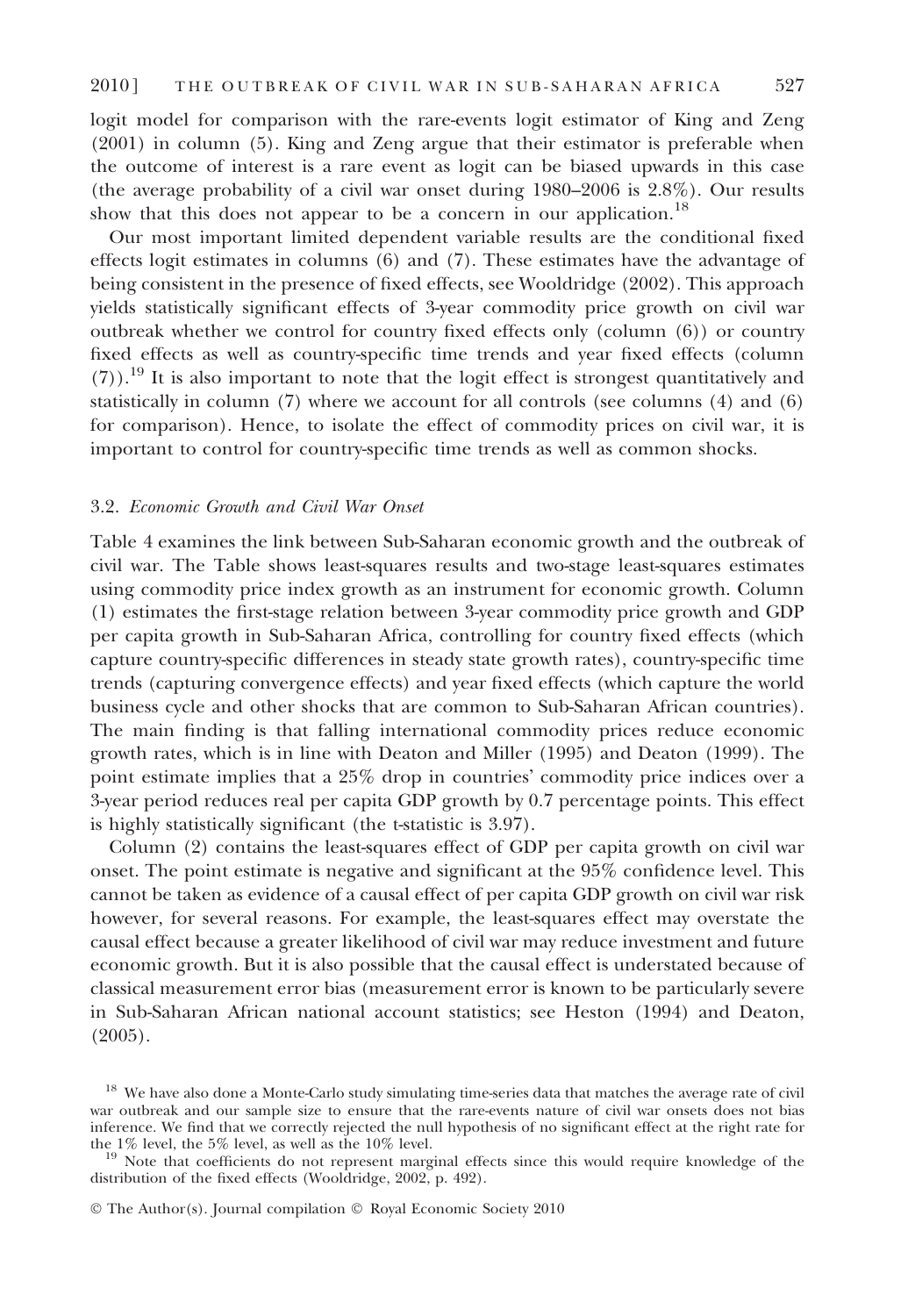logit model for comparison with the rare-events logit estimator of King and Zeng (2001) in column (5). King and Zeng argue that their estimator is preferable when the outcome of interest is a rare event as logit can be biased upwards in this case (the average probability of a civil war onset during 1980–2006 is 2.8%). Our results show that this does not appear to be a concern in our application.[18]

Our most important limited dependent variable results are the conditional fixed effects logit estimates in columns (6) and (7). These estimates have the advantage of being consistent in the presence of fixed effects, see Wooldridge (2002). This approach yields statistically significant effects of 3-year commodity price growth on civil war outbreak whether we control for country fixed effects only (column (6)) or country fixed effects as well as country-specific time trends and year fixed effects (column (7)).[19] It is also important to note that the logit effect is strongest quantitatively and statistically in column (7) where we account for all controls (see columns (4) and (6) for comparison). Hence, to isolate the effect of commodity prices on civil war, it is important to control for country-specific time trends as well as common shocks.

### 3.2. *Economic Growth and Civil War Onset*

Table 4 examines the link between Sub-Saharan economic growth and the outbreak of civil war. The Table shows least-squares results and two-stage least-squares estimates using commodity price index growth as an instrument for economic growth. Column (1) estimates the first-stage relation between 3-year commodity price growth and GDP per capita growth in Sub-Saharan Africa, controlling for country fixed effects (which capture country-specific differences in steady state growth rates), country-specific time trends (capturing convergence effects) and year fixed effects (which capture the world business cycle and other shocks that are common to Sub-Saharan African countries). The main finding is that falling international commodity prices reduce economic growth rates, which is in line with Deaton and Miller (1995) and Deaton (1999). The point estimate implies that a 25% drop in countries' commodity price indices over a 3-year period reduces real per capita GDP growth by 0.7 percentage points. This effect is highly statistically significant (the t-statistic is 3.97).

Column (2) contains the least-squares effect of GDP per capita growth on civil war onset. The point estimate is negative and significant at the 95% confidence level. This cannot be taken as evidence of a causal effect of per capita GDP growth on civil war risk however, for several reasons. For example, the least-squares effect may overstate the causal effect because a greater likelihood of civil war may reduce investment and future economic growth. But it is also possible that the causal effect is understated because of classical measurement error bias (measurement error is known to be particularly severe in Sub-Saharan African national account statistics; see Heston (1994) and Deaton, (2005).

[18] We have also done a Monte-Carlo study simulating time-series data that matches the average rate of civil war outbreak and our sample size to ensure that the rare-events nature of civil war onsets does not bias inference. We find that we correctly rejected the null hypothesis of no significant effect at the right rate for the 1% level, the 5% level, as well as the 10% level.

[19] Note that coefficients do not represent marginal effects since this would require knowledge of the distribution of the fixed effects (Wooldridge, 2002, p. 492).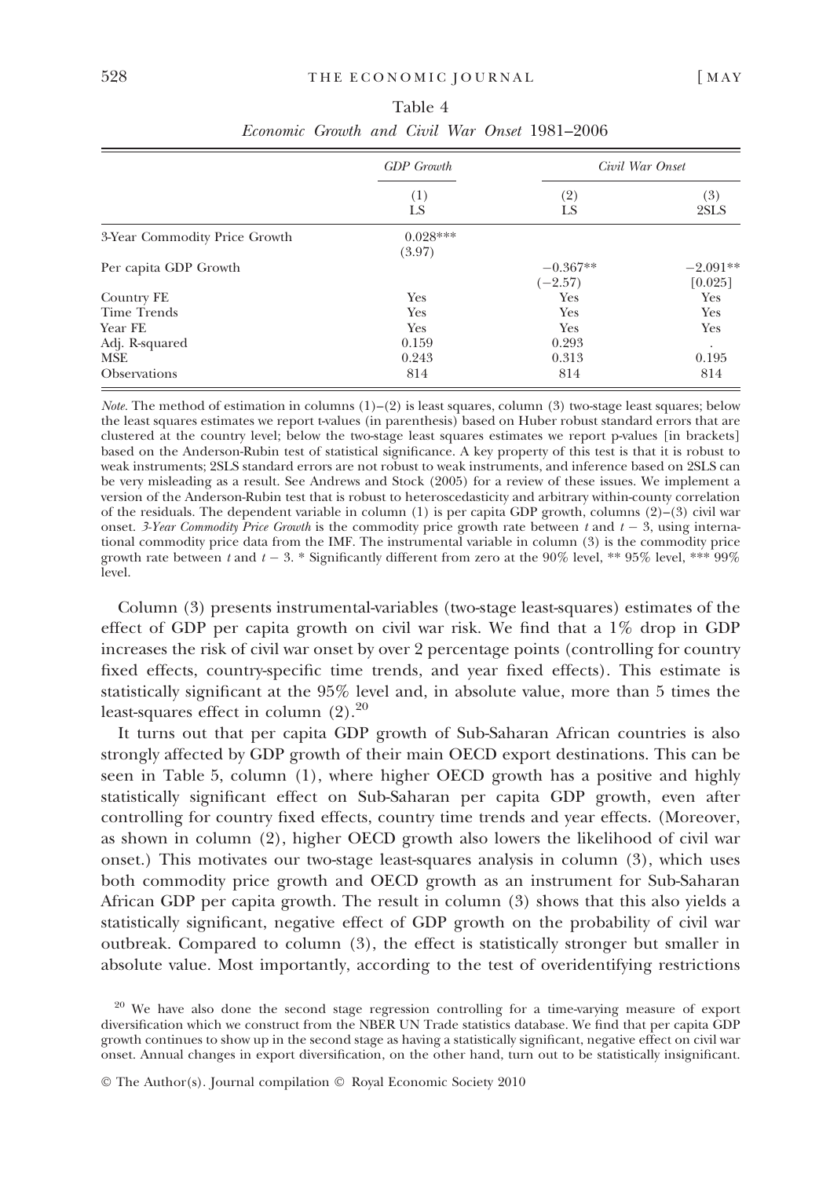Table 4

*Economic Growth and Civil War Onset 1981–2006*

| | *GDP Growth* | *Civil War Onset* | |
|---|---|---|---|
| | (1) LS | (2) LS | (3) 2SLS |
| 3-Year Commodity Price Growth | 0.028*** (3.97) | | |
| Per capita GDP Growth | | −0.367** (−2.57) | −2.091** [0.025] |
| Country FE | Yes | Yes | Yes |
| Time Trends | Yes | Yes | Yes |
| Year FE | Yes | Yes | Yes |
| Adj. R-squared | 0.159 | 0.293 | . |
| MSE | 0.243 | 0.313 | 0.195 |
| Observations | 814 | 814 | 814 |

*Note*. The method of estimation in columns (1)–(2) is least squares, column (3) two-stage least squares; below the least squares estimates we report t-values (in parenthesis) based on Huber robust standard errors that are clustered at the country level; below the two-stage least squares estimates we report p-values [in brackets] based on the Anderson-Rubin test of statistical significance. A key property of this test is that it is robust to weak instruments; 2SLS standard errors are not robust to weak instruments, and inference based on 2SLS can be very misleading as a result. See Andrews and Stock (2005) for a review of these issues. We implement a version of the Anderson-Rubin test that is robust to heteroscedasticity and arbitrary within-county correlation of the residuals. The dependent variable in column (1) is per capita GDP growth, columns (2)–(3) civil war onset. *3-Year Commodity Price Growth* is the commodity price growth rate between $t$ and $t - 3$, using international commodity price data from the IMF. The instrumental variable in column (3) is the commodity price growth rate between $t$ and $t - 3$. * Significantly different from zero at the 90% level, ** 95% level, *** 99% level.

Column (3) presents instrumental-variables (two-stage least-squares) estimates of the effect of GDP per capita growth on civil war risk. We find that a 1% drop in GDP increases the risk of civil war onset by over 2 percentage points (controlling for country fixed effects, country-specific time trends, and year fixed effects). This estimate is statistically significant at the 95% level and, in absolute value, more than 5 times the least-squares effect in column (2).[20]

It turns out that per capita GDP growth of Sub-Saharan African countries is also strongly affected by GDP growth of their main OECD export destinations. This can be seen in Table 5, column (1), where higher OECD growth has a positive and highly statistically significant effect on Sub-Saharan per capita GDP growth, even after controlling for country fixed effects, country time trends and year effects. (Moreover, as shown in column (2), higher OECD growth also lowers the likelihood of civil war onset.) This motivates our two-stage least-squares analysis in column (3), which uses both commodity price growth and OECD growth as an instrument for Sub-Saharan African GDP per capita growth. The result in column (3) shows that this also yields a statistically significant, negative effect of GDP growth on the probability of civil war outbreak. Compared to column (3), the effect is statistically stronger but smaller in absolute value. Most importantly, according to the test of overidentifying restrictions

[20] We have also done the second stage regression controlling for a time-varying measure of export diversification which we construct from the NBER UN Trade statistics database. We find that per capita GDP growth continues to show up in the second stage as having a statistically significant, negative effect on civil war onset. Annual changes in export diversification, on the other hand, turn out to be statistically insignificant.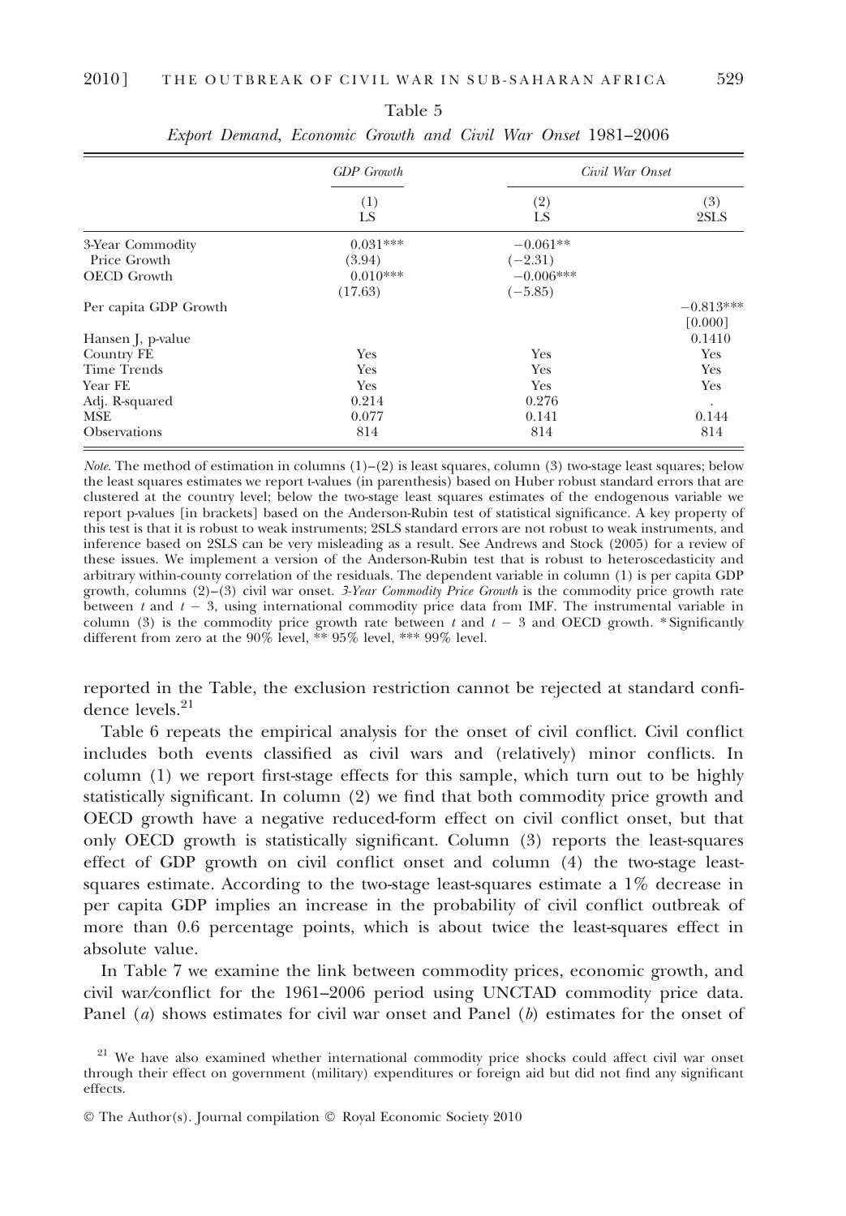Table 5

*Export Demand, Economic Growth and Civil War Onset 1981–2006*

| | *GDP Growth* | *Civil War Onset* | |
|---|---|---|---|
| | (1) LS | (2) LS | (3) 2SLS |
| 3-Year Commodity Price Growth | 0.031*** | −0.061** | |
| | (3.94) | (−2.31) | |
| OECD Growth | 0.010*** | −0.006*** | |
| | (17.63) | (−5.85) | |
| Per capita GDP Growth | | | −0.813*** |
| | | | [0.000] |
| Hansen J, p-value | | | 0.1410 |
| Country FE | Yes | Yes | Yes |
| Time Trends | Yes | Yes | Yes |
| Year FE | Yes | Yes | Yes |
| Adj. R-squared | 0.214 | 0.276 | . |
| MSE | 0.077 | 0.141 | 0.144 |
| Observations | 814 | 814 | 814 |

*Note*. The method of estimation in columns (1)–(2) is least squares, column (3) two-stage least squares; below the least squares estimates we report t-values (in parenthesis) based on Huber robust standard errors that are clustered at the country level; below the two-stage least squares estimates of the endogenous variable we report p-values [in brackets] based on the Anderson-Rubin test of statistical significance. A key property of this test is that it is robust to weak instruments; 2SLS standard errors are not robust to weak instruments, and inference based on 2SLS can be very misleading as a result. See Andrews and Stock (2005) for a review of these issues. We implement a version of the Anderson-Rubin test that is robust to heteroscedasticity and arbitrary within-county correlation of the residuals. The dependent variable in column (1) is per capita GDP growth, columns (2)–(3) civil war onset. *3-Year Commodity Price Growth* is the commodity price growth rate between $t$ and $t-3$, using international commodity price data from IMF. The instrumental variable in column (3) is the commodity price growth rate between $t$ and $t-3$ and OECD growth. * Significantly different from zero at the 90% level, ** 95% level, *** 99% level.

reported in the Table, the exclusion restriction cannot be rejected at standard confidence levels.[21]

Table 6 repeats the empirical analysis for the onset of civil conflict. Civil conflict includes both events classified as civil wars and (relatively) minor conflicts. In column (1) we report first-stage effects for this sample, which turn out to be highly statistically significant. In column (2) we find that both commodity price growth and OECD growth have a negative reduced-form effect on civil conflict onset, but that only OECD growth is statistically significant. Column (3) reports the least-squares effect of GDP growth on civil conflict onset and column (4) the two-stage least-squares estimate. According to the two-stage least-squares estimate a 1% decrease in per capita GDP implies an increase in the probability of civil conflict outbreak of more than 0.6 percentage points, which is about twice the least-squares effect in absolute value.

In Table 7 we examine the link between commodity prices, economic growth, and civil war/conflict for the 1961–2006 period using UNCTAD commodity price data. Panel (*a*) shows estimates for civil war onset and Panel (*b*) estimates for the onset of

[21] We have also examined whether international commodity price shocks could affect civil war onset through their effect on government (military) expenditures or foreign aid but did not find any significant effects.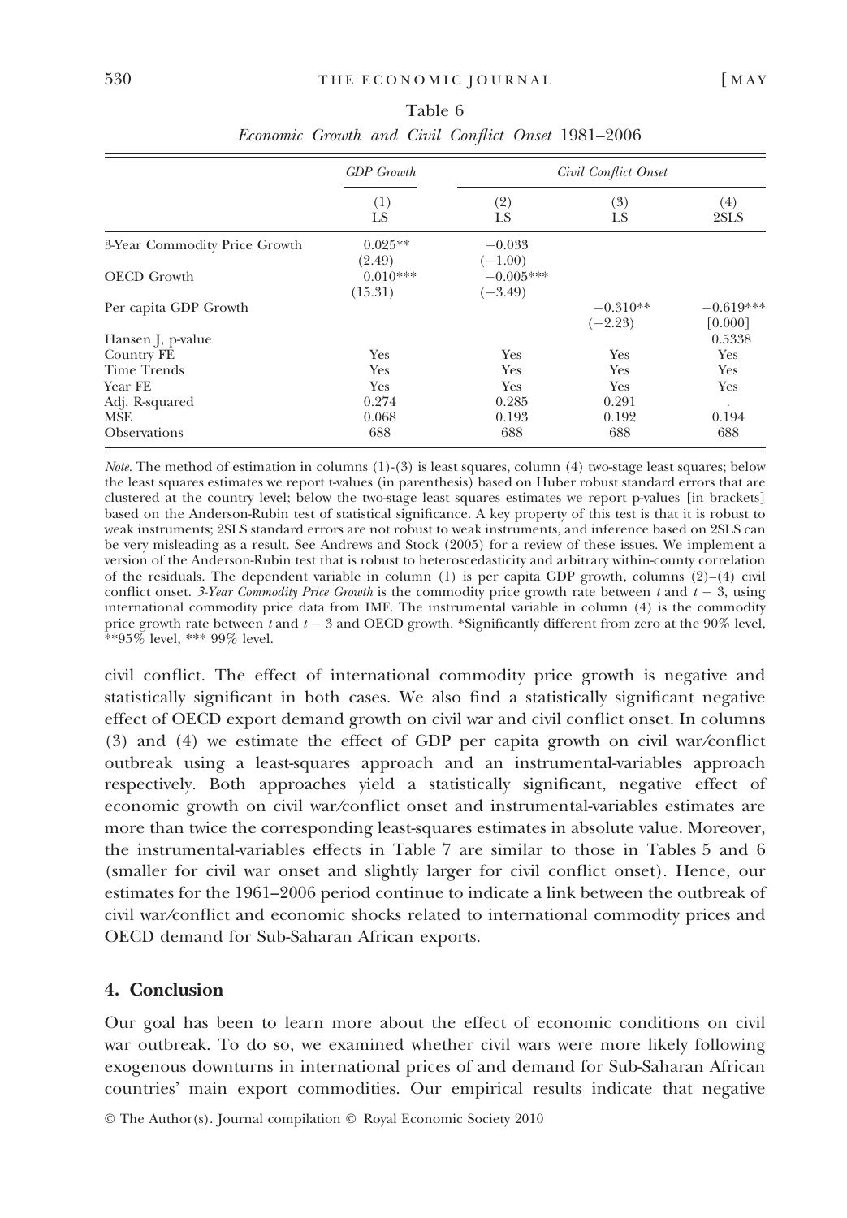Table 6

*Economic Growth and Civil Conflict Onset 1981–2006*

| | *GDP Growth* | *Civil Conflict Onset* | | |
|---|---|---|---|---|
| | (1) LS | (2) LS | (3) LS | (4) 2SLS |
| 3-Year Commodity Price Growth | 0.025** | −0.033 | | |
| | (2.49) | (−1.00) | | |
| OECD Growth | 0.010*** | −0.005*** | | |
| | (15.31) | (−3.49) | | |
| Per capita GDP Growth | | | −0.310** | −0.619*** |
| | | | (−2.23) | [0.000] |
| Hansen J, p-value | | | | 0.5338 |
| Country FE | Yes | Yes | Yes | Yes |
| Time Trends | Yes | Yes | Yes | Yes |
| Year FE | Yes | Yes | Yes | Yes |
| Adj. R-squared | 0.274 | 0.285 | 0.291 | . |
| MSE | 0.068 | 0.193 | 0.192 | 0.194 |
| Observations | 688 | 688 | 688 | 688 |

*Note*. The method of estimation in columns (1)-(3) is least squares, column (4) two-stage least squares; below the least squares estimates we report t-values (in parenthesis) based on Huber robust standard errors that are clustered at the country level; below the two-stage least squares estimates we report p-values [in brackets] based on the Anderson-Rubin test of statistical significance. A key property of this test is that it is robust to weak instruments; 2SLS standard errors are not robust to weak instruments, and inference based on 2SLS can be very misleading as a result. See Andrews and Stock (2005) for a review of these issues. We implement a version of the Anderson-Rubin test that is robust to heteroscedasticity and arbitrary within-county correlation of the residuals. The dependent variable in column (1) is per capita GDP growth, columns (2)–(4) civil conflict onset. *3-Year Commodity Price Growth* is the commodity price growth rate between $t$ and $t-3$, using international commodity price data from IMF. The instrumental variable in column (4) is the commodity price growth rate between $t$ and $t-3$ and OECD growth. *Significantly different from zero at the 90% level, **95% level, *** 99% level.

civil conflict. The effect of international commodity price growth is negative and statistically significant in both cases. We also find a statistically significant negative effect of OECD export demand growth on civil war and civil conflict onset. In columns (3) and (4) we estimate the effect of GDP per capita growth on civil war/conflict outbreak using a least-squares approach and an instrumental-variables approach respectively. Both approaches yield a statistically significant, negative effect of economic growth on civil war/conflict onset and instrumental-variables estimates are more than twice the corresponding least-squares estimates in absolute value. Moreover, the instrumental-variables effects in Table 7 are similar to those in Tables 5 and 6 (smaller for civil war onset and slightly larger for civil conflict onset). Hence, our estimates for the 1961–2006 period continue to indicate a link between the outbreak of civil war/conflict and economic shocks related to international commodity prices and OECD demand for Sub-Saharan African exports.

## 4. Conclusion

Our goal has been to learn more about the effect of economic conditions on civil war outbreak. To do so, we examined whether civil wars were more likely following exogenous downturns in international prices of and demand for Sub-Saharan African countries' main export commodities. Our empirical results indicate that negative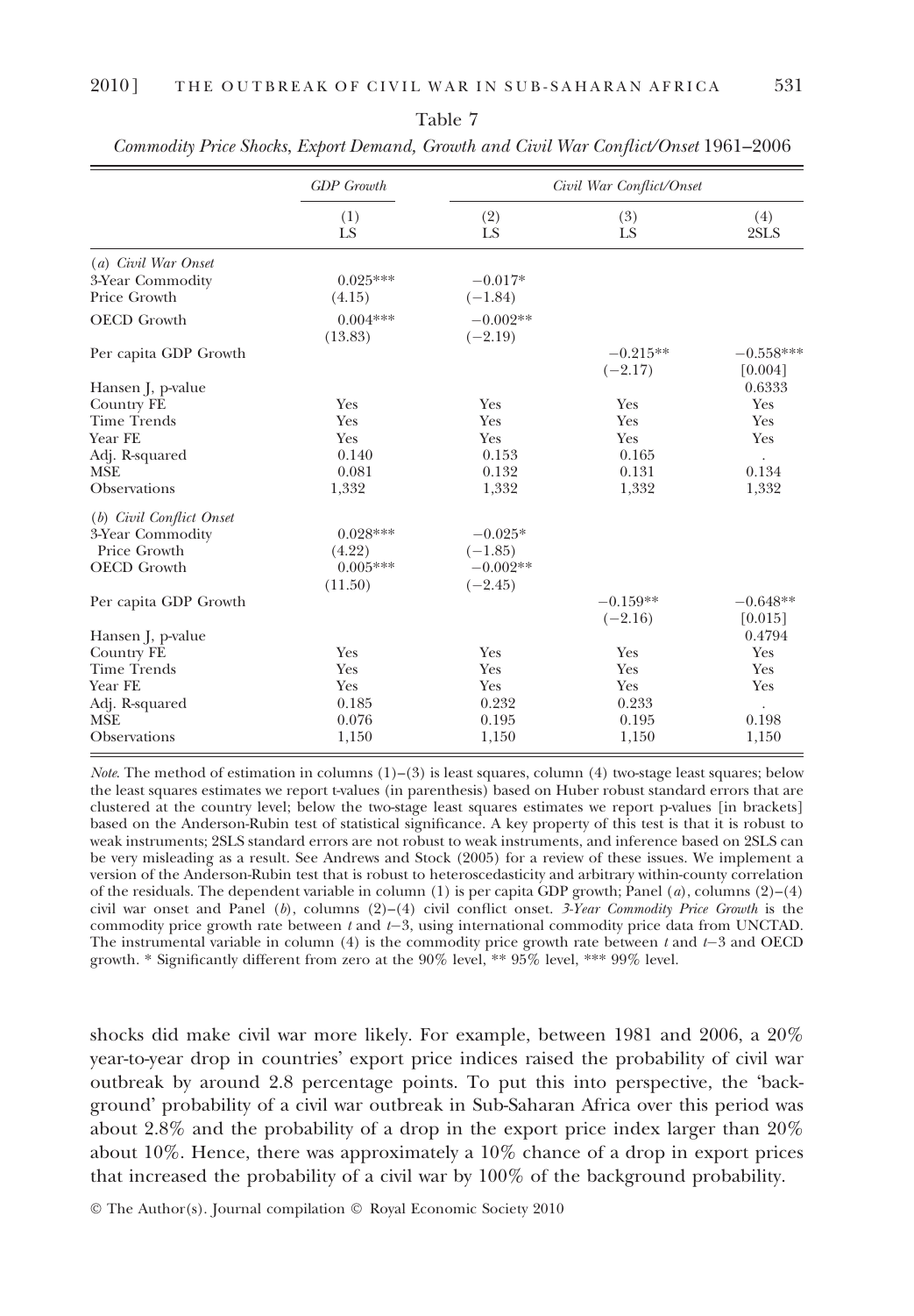Table 7

*Commodity Price Shocks, Export Demand, Growth and Civil War Conflict/Onset* 1961–2006

| | *GDP Growth* | *Civil War Conflict/Onset* | | |
|---|---|---|---|---|
| | (1) LS | (2) LS | (3) LS | (4) 2SLS |
| (*a*) *Civil War Onset* | | | | |
| 3-Year Commodity Price Growth | 0.025*** (4.15) | −0.017* (−1.84) | | |
| OECD Growth | 0.004*** (13.83) | −0.002** (−2.19) | | |
| Per capita GDP Growth | | | −0.215** (−2.17) | −0.558*** [0.004] |
| Hansen J, p-value | | | | 0.6333 |
| Country FE | Yes | Yes | Yes | Yes |
| Time Trends | Yes | Yes | Yes | Yes |
| Year FE | Yes | Yes | Yes | Yes |
| Adj. R-squared | 0.140 | 0.153 | 0.165 | . |
| MSE | 0.081 | 0.132 | 0.131 | 0.134 |
| Observations | 1,332 | 1,332 | 1,332 | 1,332 |
| (*b*) *Civil Conflict Onset* | | | | |
| 3-Year Commodity Price Growth | 0.028*** (4.22) | −0.025* (−1.85) | | |
| OECD Growth | 0.005*** (11.50) | −0.002** (−2.45) | | |
| Per capita GDP Growth | | | −0.159** (−2.16) | −0.648** [0.015] |
| Hansen J, p-value | | | | 0.4794 |
| Country FE | Yes | Yes | Yes | Yes |
| Time Trends | Yes | Yes | Yes | Yes |
| Year FE | Yes | Yes | Yes | Yes |
| Adj. R-squared | 0.185 | 0.232 | 0.233 | . |
| MSE | 0.076 | 0.195 | 0.195 | 0.198 |
| Observations | 1,150 | 1,150 | 1,150 | 1,150 |

*Note*. The method of estimation in columns (1)–(3) is least squares, column (4) two-stage least squares; below the least squares estimates we report t-values (in parenthesis) based on Huber robust standard errors that are clustered at the country level; below the two-stage least squares estimates we report p-values [in brackets] based on the Anderson-Rubin test of statistical significance. A key property of this test is that it is robust to weak instruments; 2SLS standard errors are not robust to weak instruments, and inference based on 2SLS can be very misleading as a result. See Andrews and Stock (2005) for a review of these issues. We implement a version of the Anderson-Rubin test that is robust to heteroscedasticity and arbitrary within-county correlation of the residuals. The dependent variable in column (1) is per capita GDP growth; Panel (*a*), columns (2)–(4) civil war onset and Panel (*b*), columns (2)–(4) civil conflict onset. *3-Year Commodity Price Growth* is the commodity price growth rate between $t$ and $t-3$, using international commodity price data from UNCTAD. The instrumental variable in column (4) is the commodity price growth rate between $t$ and $t-3$ and OECD growth. * Significantly different from zero at the 90% level, ** 95% level, *** 99% level.

shocks did make civil war more likely. For example, between 1981 and 2006, a 20% year-to-year drop in countries' export price indices raised the probability of civil war outbreak by around 2.8 percentage points. To put this into perspective, the 'background' probability of a civil war outbreak in Sub-Saharan Africa over this period was about 2.8% and the probability of a drop in the export price index larger than 20% about 10%. Hence, there was approximately a 10% chance of a drop in export prices that increased the probability of a civil war by 100% of the background probability.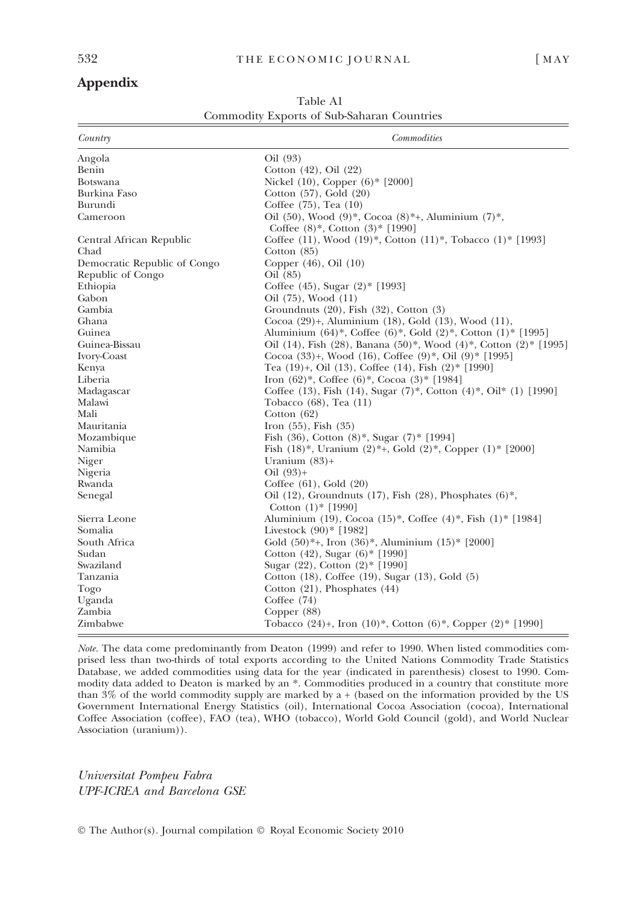## Appendix

Table A1

Commodity Exports of Sub-Saharan Countries

| *Country* | *Commodities* |
|---|---|
| Angola | Oil (93) |
| Benin | Cotton (42), Oil (22) |
| Botswana | Nickel (10), Copper (6)* [2000] |
| Burkina Faso | Cotton (57), Gold (20) |
| Burundi | Coffee (75), Tea (10) |
| Cameroon | Oil (50), Wood (9)*, Cocoa (8)*+, Aluminium (7)*, Coffee (8)*, Cotton (3)* [1990] |
| Central African Republic | Coffee (11), Wood (19)*, Cotton (11)*, Tobacco (1)* [1993] |
| Chad | Cotton (85) |
| Democratic Republic of Congo | Copper (46), Oil (10) |
| Republic of Congo | Oil (85) |
| Ethiopia | Coffee (45), Sugar (2)* [1993] |
| Gabon | Oil (75), Wood (11) |
| Gambia | Groundnuts (20), Fish (32), Cotton (3) |
| Ghana | Cocoa (29)+, Aluminium (18), Gold (13), Wood (11), |
| Guinea | Aluminium (64)*, Coffee (6)*, Gold (2)*, Cotton (1)* [1995] |
| Guinea-Bissau | Oil (14), Fish (28), Banana (50)*, Wood (4)*, Cotton (2)* [1995] |
| Ivory-Coast | Cocoa (33)+, Wood (16), Coffee (9)*, Oil (9)* [1995] |
| Kenya | Tea (19)+, Oil (13), Coffee (14), Fish (2)* [1990] |
| Liberia | Iron (62)*, Coffee (6)*, Cocoa (3)* [1984] |
| Madagascar | Coffee (13), Fish (14), Sugar (7)*, Cotton (4)*, Oil* (1) [1990] |
| Malawi | Tobacco (68), Tea (11) |
| Mali | Cotton (62) |
| Mauritania | Iron (55), Fish (35) |
| Mozambique | Fish (36), Cotton (8)*, Sugar (7)* [1994] |
| Namibia | Fish (18)*, Uranium (2)*+, Gold (2)*, Copper (1)* [2000] |
| Niger | Uranium (83)+ |
| Nigeria | Oil (93)+ |
| Rwanda | Coffee (61), Gold (20) |
| Senegal | Oil (12), Groundnuts (17), Fish (28), Phosphates (6)*, Cotton (1)* [1990] |
| Sierra Leone | Aluminium (19), Cocoa (15)*, Coffee (4)*, Fish (1)* [1984] |
| Somalia | Livestock (90)* [1982] |
| South Africa | Gold (50)*+, Iron (36)*, Aluminium (15)* [2000] |
| Sudan | Cotton (42), Sugar (6)* [1990] |
| Swaziland | Sugar (22), Cotton (2)* [1990] |
| Tanzania | Cotton (18), Coffee (19), Sugar (13), Gold (5) |
| Togo | Cotton (21), Phosphates (44) |
| Uganda | Coffee (74) |
| Zambia | Copper (88) |
| Zimbabwe | Tobacco (24)+, Iron (10)*, Cotton (6)*, Copper (2)* [1990] |

*Note*. The data come predominantly from Deaton (1999) and refer to 1990. When listed commodities comprised less than two-thirds of total exports according to the United Nations Commodity Trade Statistics Database, we added commodities using data for the year (indicated in parenthesis) closest to 1990. Commodity data added to Deaton is marked by an *. Commodities produced in a country that constitute more than 3% of the world commodity supply are marked by a + (based on the information provided by the US Government International Energy Statistics (oil), International Cocoa Association (cocoa), International Coffee Association (coffee), FAO (tea), WHO (tobacco), World Gold Council (gold), and World Nuclear Association (uranium)).

*Universitat Pompeu Fabra*
*UPF-ICREA and Barcelona GSE*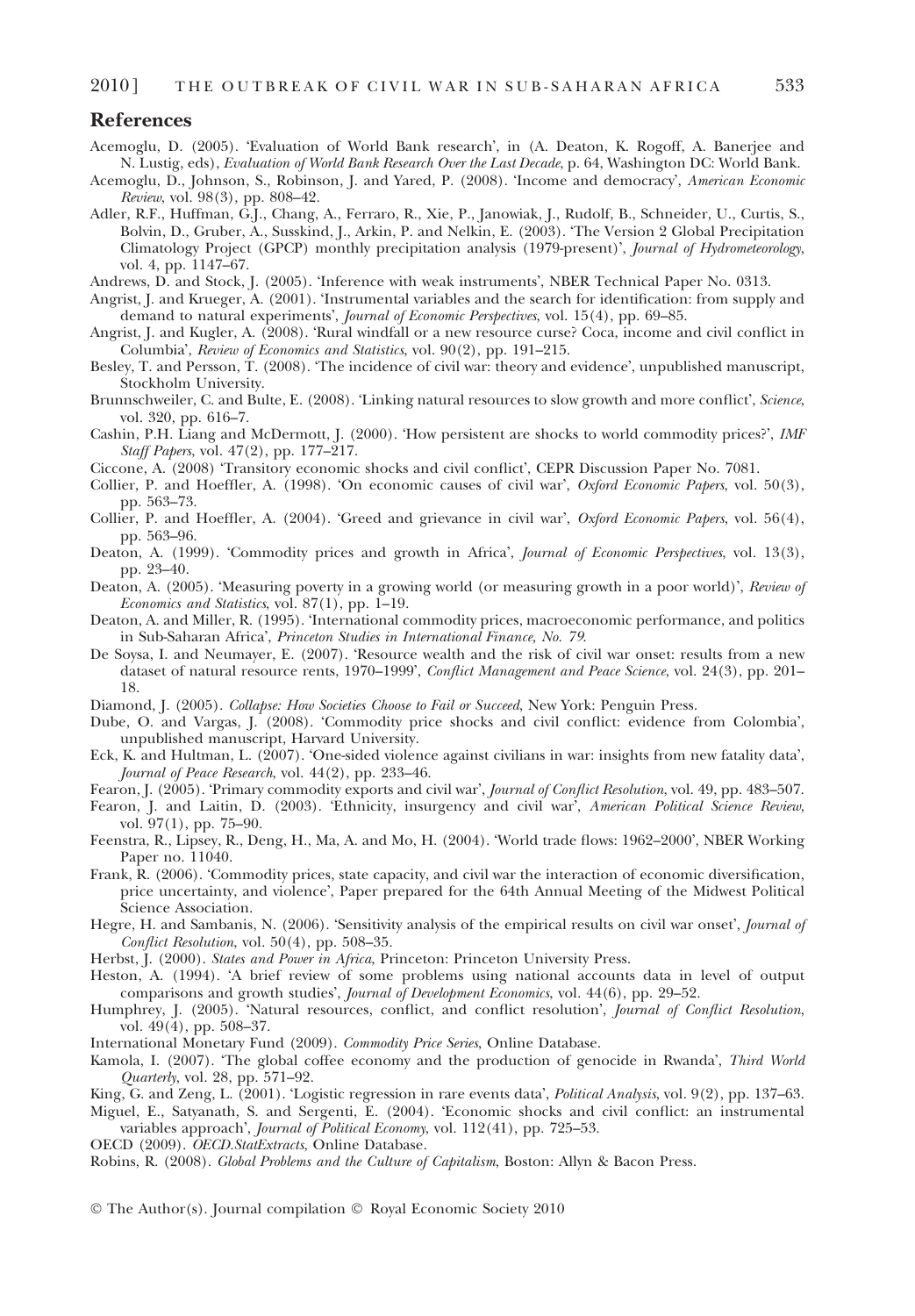## References

Acemoglu, D. (2005). 'Evaluation of World Bank research', in (A. Deaton, K. Rogoff, A. Banerjee and N. Lustig, eds), *Evaluation of World Bank Research Over the Last Decade*, p. 64, Washington DC: World Bank.

Acemoglu, D., Johnson, S., Robinson, J. and Yared, P. (2008). 'Income and democracy', *American Economic Review*, vol. 98(3), pp. 808–42.

Adler, R.F., Huffman, G.J., Chang, A., Ferraro, R., Xie, P., Janowiak, J., Rudolf, B., Schneider, U., Curtis, S., Bolvin, D., Gruber, A., Susskind, J., Arkin, P. and Nelkin, E. (2003). 'The Version 2 Global Precipitation Climatology Project (GPCP) monthly precipitation analysis (1979-present)', *Journal of Hydrometeorology*, vol. 4, pp. 1147–67.

Andrews, D. and Stock, J. (2005). 'Inference with weak instruments', NBER Technical Paper No. 0313.

Angrist, J. and Krueger, A. (2001). 'Instrumental variables and the search for identification: from supply and demand to natural experiments', *Journal of Economic Perspectives*, vol. 15(4), pp. 69–85.

Angrist, J. and Kugler, A. (2008). 'Rural windfall or a new resource curse? Coca, income and civil conflict in Columbia', *Review of Economics and Statistics*, vol. 90(2), pp. 191–215.

Besley, T. and Persson, T. (2008). 'The incidence of civil war: theory and evidence', unpublished manuscript, Stockholm University.

Brunnschweiler, C. and Bulte, E. (2008). 'Linking natural resources to slow growth and more conflict', *Science*, vol. 320, pp. 616–7.

Cashin, P.H. Liang and McDermott, J. (2000). 'How persistent are shocks to world commodity prices?', *IMF Staff Papers*, vol. 47(2), pp. 177–217.

Ciccone, A. (2008) 'Transitory economic shocks and civil conflict', CEPR Discussion Paper No. 7081.

Collier, P. and Hoeffler, A. (1998). 'On economic causes of civil war', *Oxford Economic Papers*, vol. 50(3), pp. 563–73.

Collier, P. and Hoeffler, A. (2004). 'Greed and grievance in civil war', *Oxford Economic Papers*, vol. 56(4), pp. 563–96.

Deaton, A. (1999). 'Commodity prices and growth in Africa', *Journal of Economic Perspectives*, vol. 13(3), pp. 23–40.

Deaton, A. (2005). 'Measuring poverty in a growing world (or measuring growth in a poor world)', *Review of Economics and Statistics*, vol. 87(1), pp. 1–19.

Deaton, A. and Miller, R. (1995). 'International commodity prices, macroeconomic performance, and politics in Sub-Saharan Africa', *Princeton Studies in International Finance, No. 79*.

De Soysa, I. and Neumayer, E. (2007). 'Resource wealth and the risk of civil war onset: results from a new dataset of natural resource rents, 1970–1999', *Conflict Management and Peace Science*, vol. 24(3), pp. 201–18.

Diamond, J. (2005). *Collapse: How Societies Choose to Fail or Succeed*, New York: Penguin Press.

Dube, O. and Vargas, J. (2008). 'Commodity price shocks and civil conflict: evidence from Colombia', unpublished manuscript, Harvard University.

Eck, K. and Hultman, L. (2007). 'One-sided violence against civilians in war: insights from new fatality data', *Journal of Peace Research*, vol. 44(2), pp. 233–46.

Fearon, J. (2005). 'Primary commodity exports and civil war', *Journal of Conflict Resolution*, vol. 49, pp. 483–507.

Fearon, J. and Laitin, D. (2003). 'Ethnicity, insurgency and civil war', *American Political Science Review*, vol. 97(1), pp. 75–90.

Feenstra, R., Lipsey, R., Deng, H., Ma, A. and Mo, H. (2004). 'World trade flows: 1962–2000', NBER Working Paper no. 11040.

Frank, R. (2006). 'Commodity prices, state capacity, and civil war the interaction of economic diversification, price uncertainty, and violence', Paper prepared for the 64th Annual Meeting of the Midwest Political Science Association.

Hegre, H. and Sambanis, N. (2006). 'Sensitivity analysis of the empirical results on civil war onset', *Journal of Conflict Resolution*, vol. 50(4), pp. 508–35.

Herbst, J. (2000). *States and Power in Africa*, Princeton: Princeton University Press.

Heston, A. (1994). 'A brief review of some problems using national accounts data in level of output comparisons and growth studies', *Journal of Development Economics*, vol. 44(6), pp. 29–52.

Humphrey, J. (2005). 'Natural resources, conflict, and conflict resolution', *Journal of Conflict Resolution*, vol. 49(4), pp. 508–37.

International Monetary Fund (2009). *Commodity Price Series*, Online Database.

Kamola, I. (2007). 'The global coffee economy and the production of genocide in Rwanda', *Third World Quarterly*, vol. 28, pp. 571–92.

King, G. and Zeng, L. (2001). 'Logistic regression in rare events data', *Political Analysis*, vol. 9(2), pp. 137–63.

Miguel, E., Satyanath, S. and Sergenti, E. (2004). 'Economic shocks and civil conflict: an instrumental variables approach', *Journal of Political Economy*, vol. 112(41), pp. 725–53.

OECD (2009). *OECD.StatExtracts*, Online Database.

Robins, R. (2008). *Global Problems and the Culture of Capitalism*, Boston: Allyn & Bacon Press.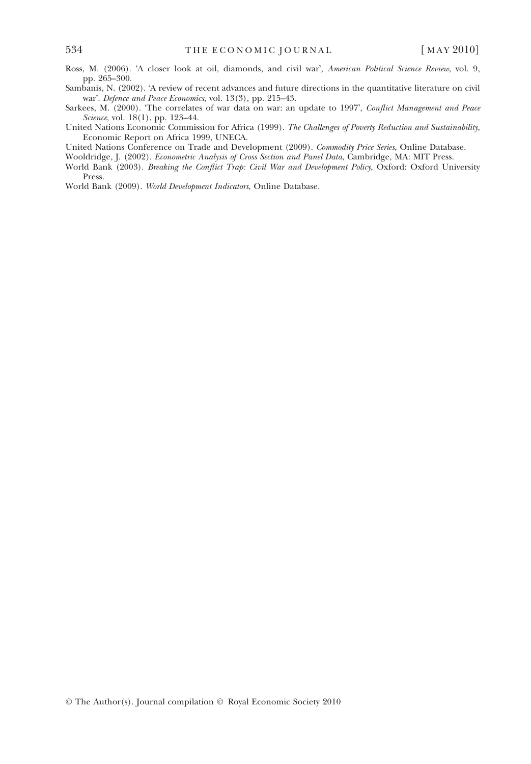Ross, M. (2006). 'A closer look at oil, diamonds, and civil war', *American Political Science Review*, vol. 9, pp. 265–300.

Sambanis, N. (2002). 'A review of recent advances and future directions in the quantitative literature on civil war'. *Defence and Peace Economics*, vol. 13(3), pp. 215–43.

Sarkees, M. (2000). 'The correlates of war data on war: an update to 1997', *Conflict Management and Peace Science*, vol. 18(1), pp. 123–44.

United Nations Economic Commission for Africa (1999). *The Challenges of Poverty Reduction and Sustainability*, Economic Report on Africa 1999, UNECA.

United Nations Conference on Trade and Development (2009). *Commodity Price Series*, Online Database.

Wooldridge, J. (2002). *Econometric Analysis of Cross Section and Panel Data*, Cambridge, MA: MIT Press.

World Bank (2003). *Breaking the Conflict Trap: Civil War and Development Policy*, Oxford: Oxford University Press.

World Bank (2009). *World Development Indicators*, Online Database.